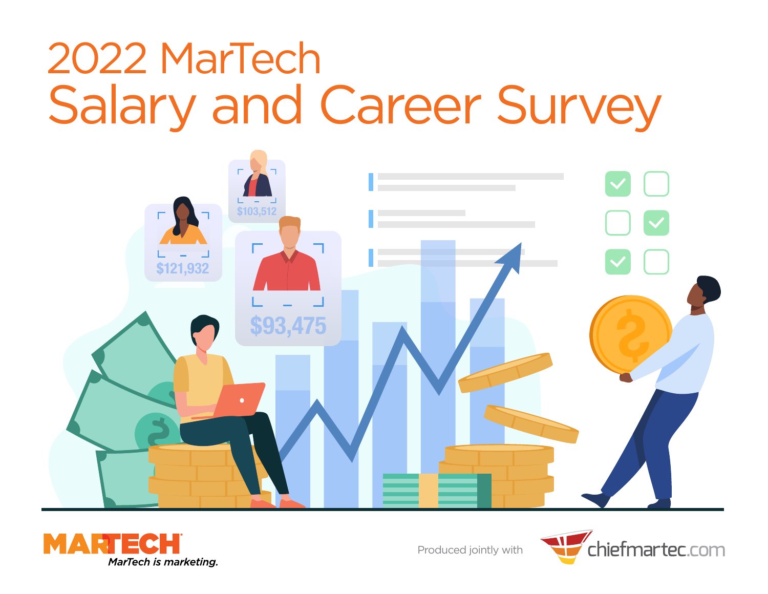# 2022 MarTech Salary and Career Survey

MARTECH
*MarTech is marketing.*

Produced jointly with chiefmartec.com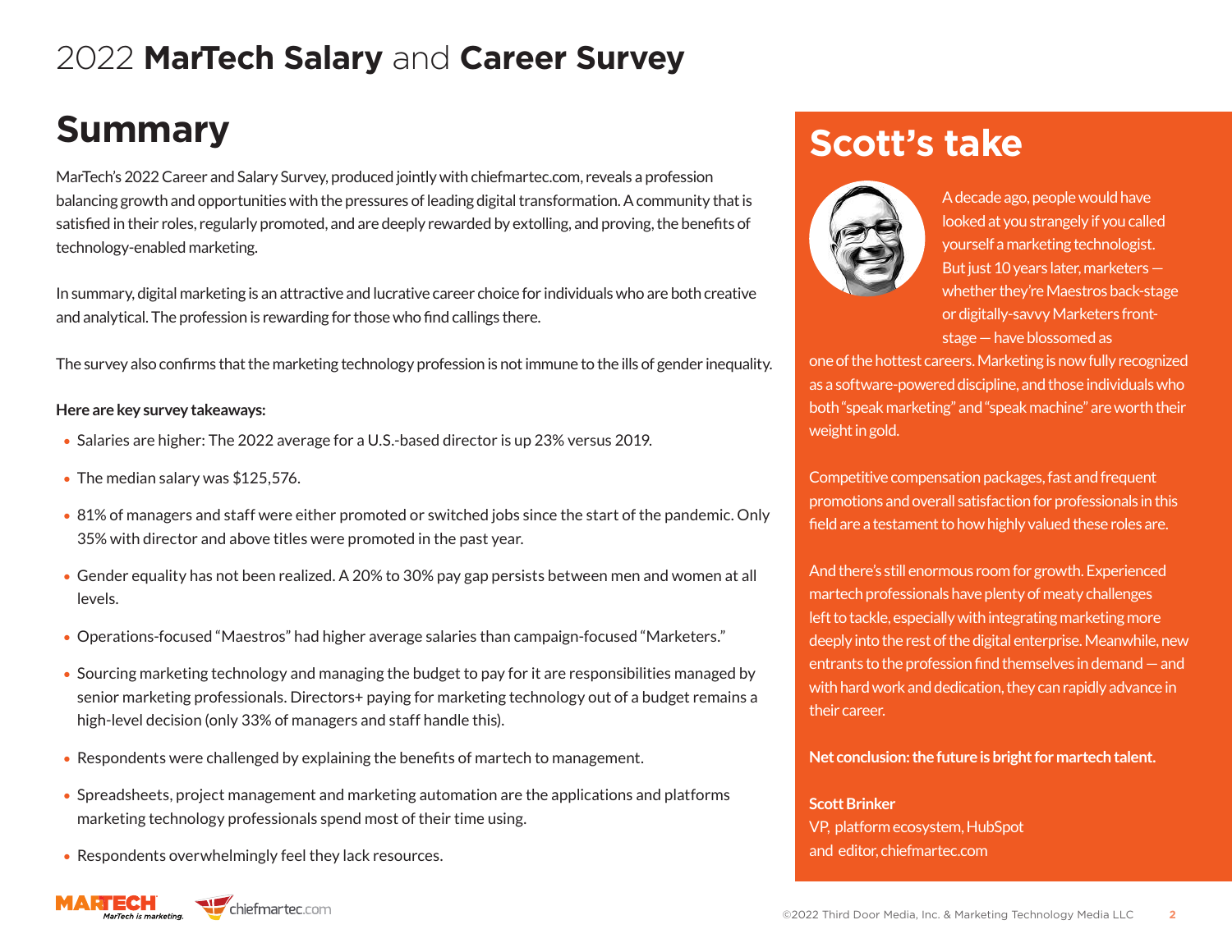# 2022 **MarTech Salary** and **Career Survey**

## Summary

MarTech's 2022 Career and Salary Survey, produced jointly with chiefmartec.com, reveals a profession balancing growth and opportunities with the pressures of leading digital transformation. A community that is satisfied in their roles, regularly promoted, and are deeply rewarded by extolling, and proving, the benefits of technology-enabled marketing.

In summary, digital marketing is an attractive and lucrative career choice for individuals who are both creative and analytical. The profession is rewarding for those who find callings there.

The survey also confirms that the marketing technology profession is not immune to the ills of gender inequality.

**Here are key survey takeaways:**

- Salaries are higher: The 2022 average for a U.S.-based director is up 23% versus 2019.
- The median salary was $125,576.
- 81% of managers and staff were either promoted or switched jobs since the start of the pandemic. Only 35% with director and above titles were promoted in the past year.
- Gender equality has not been realized. A 20% to 30% pay gap persists between men and women at all levels.
- Operations-focused "Maestros" had higher average salaries than campaign-focused "Marketers."
- Sourcing marketing technology and managing the budget to pay for it are responsibilities managed by senior marketing professionals. Directors+ paying for marketing technology out of a budget remains a high-level decision (only 33% of managers and staff handle this).
- Respondents were challenged by explaining the benefits of martech to management.
- Spreadsheets, project management and marketing automation are the applications and platforms marketing technology professionals spend most of their time using.
- Respondents overwhelmingly feel they lack resources.

## Scott's take

A decade ago, people would have looked at you strangely if you called yourself a marketing technologist. But just 10 years later, marketers — whether they're Maestros back-stage or digitally-savvy Marketers front-stage — have blossomed as one of the hottest careers. Marketing is now fully recognized as a software-powered discipline, and those individuals who both "speak marketing" and "speak machine" are worth their weight in gold.

Competitive compensation packages, fast and frequent promotions and overall satisfaction for professionals in this field are a testament to how highly valued these roles are.

And there's still enormous room for growth. Experienced martech professionals have plenty of meaty challenges left to tackle, especially with integrating marketing more deeply into the rest of the digital enterprise. Meanwhile, new entrants to the profession find themselves in demand — and with hard work and dedication, they can rapidly advance in their career.

**Net conclusion: the future is bright for martech talent.**

**Scott Brinker**
VP, platform ecosystem, HubSpot
and editor, chiefmartec.com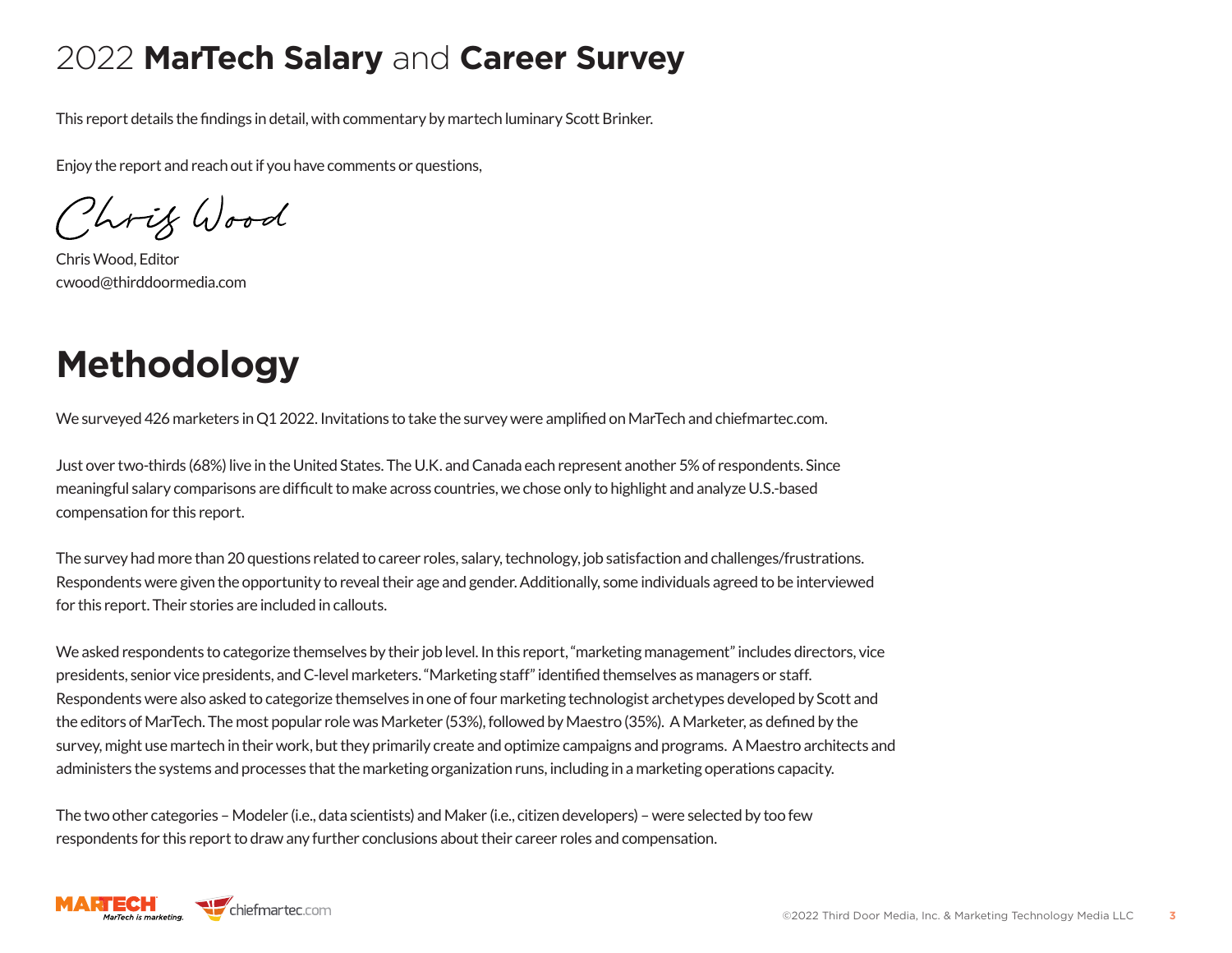# 2022 **MarTech Salary** and **Career Survey**

This report details the findings in detail, with commentary by martech luminary Scott Brinker.

Enjoy the report and reach out if you have comments or questions,

Chris Wood

Chris Wood, Editor
cwood@thirddoormedia.com

# Methodology

We surveyed 426 marketers in Q1 2022. Invitations to take the survey were amplified on MarTech and chiefmartec.com.

Just over two-thirds (68%) live in the United States. The U.K. and Canada each represent another 5% of respondents. Since meaningful salary comparisons are difficult to make across countries, we chose only to highlight and analyze U.S.-based compensation for this report.

The survey had more than 20 questions related to career roles, salary, technology, job satisfaction and challenges/frustrations. Respondents were given the opportunity to reveal their age and gender. Additionally, some individuals agreed to be interviewed for this report. Their stories are included in callouts.

We asked respondents to categorize themselves by their job level. In this report, "marketing management" includes directors, vice presidents, senior vice presidents, and C-level marketers. "Marketing staff" identified themselves as managers or staff. Respondents were also asked to categorize themselves in one of four marketing technologist archetypes developed by Scott and the editors of MarTech. The most popular role was Marketer (53%), followed by Maestro (35%). A Marketer, as defined by the survey, might use martech in their work, but they primarily create and optimize campaigns and programs. A Maestro architects and administers the systems and processes that the marketing organization runs, including in a marketing operations capacity.

The two other categories – Modeler (i.e., data scientists) and Maker (i.e., citizen developers) – were selected by too few respondents for this report to draw any further conclusions about their career roles and compensation.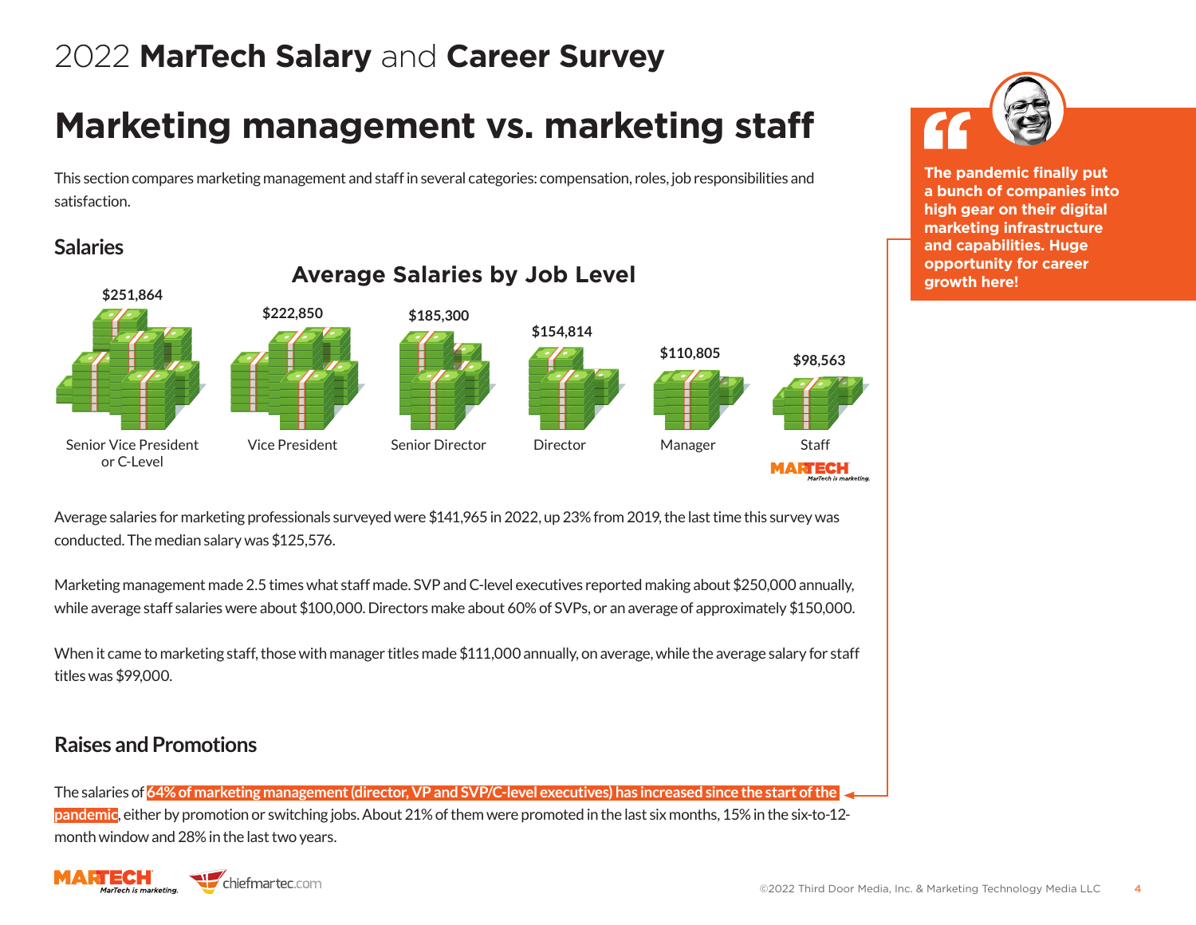# Marketing management vs. marketing staff

This section compares marketing management and staff in several categories: compensation, roles, job responsibilities and satisfaction.

## Salaries

### Average Salaries by Job Level

| Senior Vice President or C-Level | Vice President | Senior Director | Director | Manager | Staff |
|---|---|---|---|---|---|
| $251,864 | $222,850 | $185,300 | $154,814 | $110,805 | $98,563 |

Average salaries for marketing professionals surveyed were $141,965 in 2022, up 23% from 2019, the last time this survey was conducted. The median salary was $125,576.

Marketing management made 2.5 times what staff made. SVP and C-level executives reported making about $250,000 annually, while average staff salaries were about $100,000. Directors make about 60% of SVPs, or an average of approximately $150,000.

When it came to marketing staff, those with manager titles made $111,000 annually, on average, while the average salary for staff titles was $99,000.

## Raises and Promotions

The salaries of **64% of marketing management (director, VP and SVP/C-level executives) has increased since the start of the pandemic**, either by promotion or switching jobs. About 21% of them were promoted in the last six months, 15% in the six-to-12-month window and 28% in the last two years.

> **The pandemic finally put a bunch of companies into high gear on their digital marketing infrastructure and capabilities. Huge opportunity for career growth here!**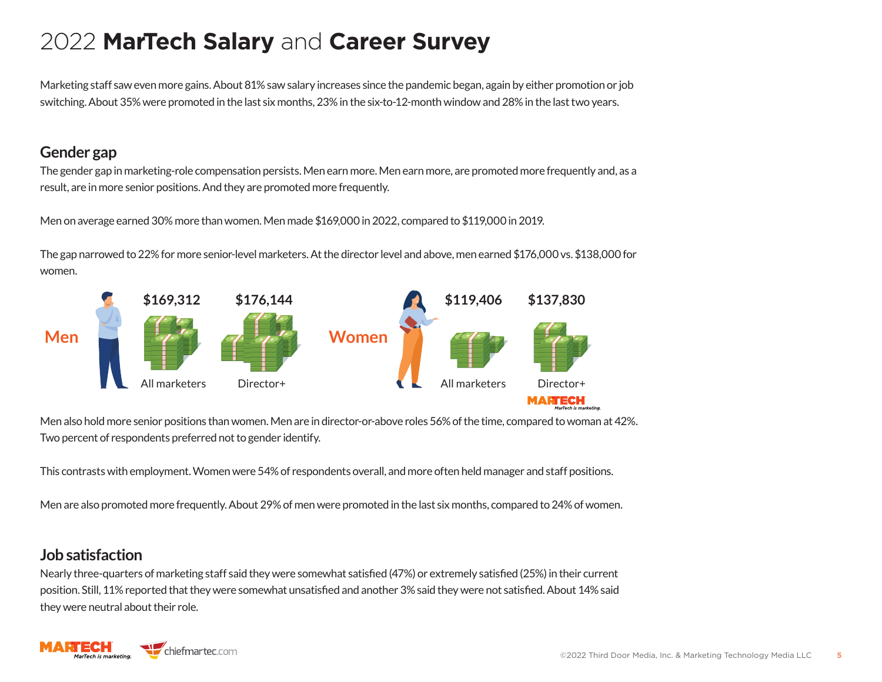# 2022 **MarTech Salary** and **Career Survey**

Marketing staff saw even more gains. About 81% saw salary increases since the pandemic began, again by either promotion or job switching. About 35% were promoted in the last six months, 23% in the six-to-12-month window and 28% in the last two years.

## Gender gap

The gender gap in marketing-role compensation persists. Men earn more. Men earn more, are promoted more frequently and, as a result, are in more senior positions. And they are promoted more frequently.

Men on average earned 30% more than women. Men made $169,000 in 2022, compared to $119,000 in 2019.

The gap narrowed to 22% for more senior-level marketers. At the director level and above, men earned $176,000 vs. $138,000 for women.

| | All marketers | Director+ |
|---|---|---|
| Men | $169,312 | $176,144 |
| Women | $119,406 | $137,830 |

Men also hold more senior positions than women. Men are in director-or-above roles 56% of the time, compared to woman at 42%. Two percent of respondents preferred not to gender identify.

This contrasts with employment. Women were 54% of respondents overall, and more often held manager and staff positions.

Men are also promoted more frequently. About 29% of men were promoted in the last six months, compared to 24% of women.

## Job satisfaction

Nearly three-quarters of marketing staff said they were somewhat satisfied (47%) or extremely satisfied (25%) in their current position. Still, 11% reported that they were somewhat unsatisfied and another 3% said they were not satisfied. About 14% said they were neutral about their role.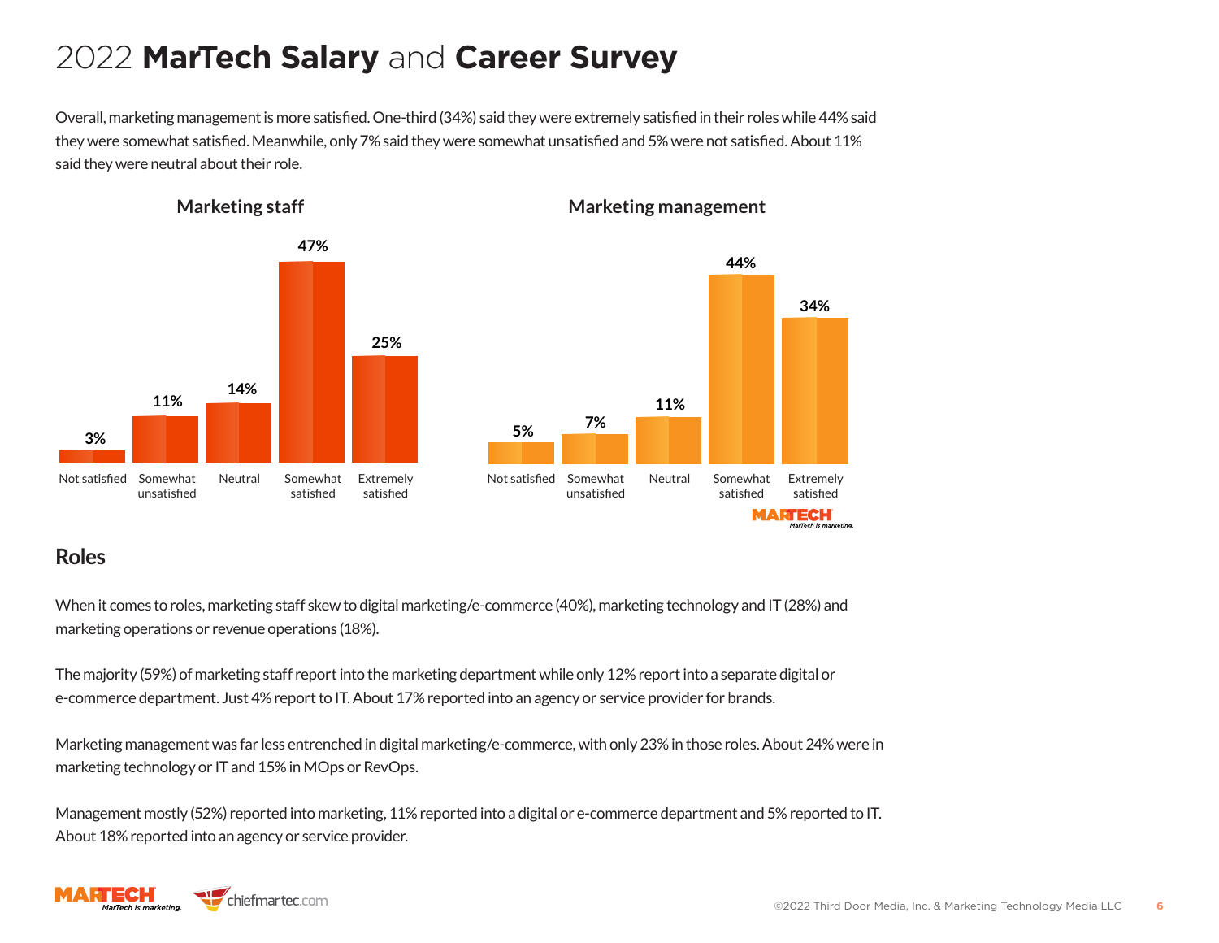# 2022 **MarTech Salary** and **Career Survey**

Overall, marketing management is more satisfied. One-third (34%) said they were extremely satisfied in their roles while 44% said they were somewhat satisfied. Meanwhile, only 7% said they were somewhat unsatisfied and 5% were not satisfied. About 11% said they were neutral about their role.

**Marketing staff**

| Not satisfied | Somewhat unsatisfied | Neutral | Somewhat satisfied | Extremely satisfied |
|---|---|---|---|---|
| 3% | 11% | 14% | 47% | 25% |

**Marketing management**

| Not satisfied | Somewhat unsatisfied | Neutral | Somewhat satisfied | Extremely satisfied |
|---|---|---|---|---|
| 5% | 7% | 11% | 44% | 34% |

## Roles

When it comes to roles, marketing staff skew to digital marketing/e-commerce (40%), marketing technology and IT (28%) and marketing operations or revenue operations (18%).

The majority (59%) of marketing staff report into the marketing department while only 12% report into a separate digital or e-commerce department. Just 4% report to IT. About 17% reported into an agency or service provider for brands.

Marketing management was far less entrenched in digital marketing/e-commerce, with only 23% in those roles. About 24% were in marketing technology or IT and 15% in MOps or RevOps.

Management mostly (52%) reported into marketing, 11% reported into a digital or e-commerce department and 5% reported to IT. About 18% reported into an agency or service provider.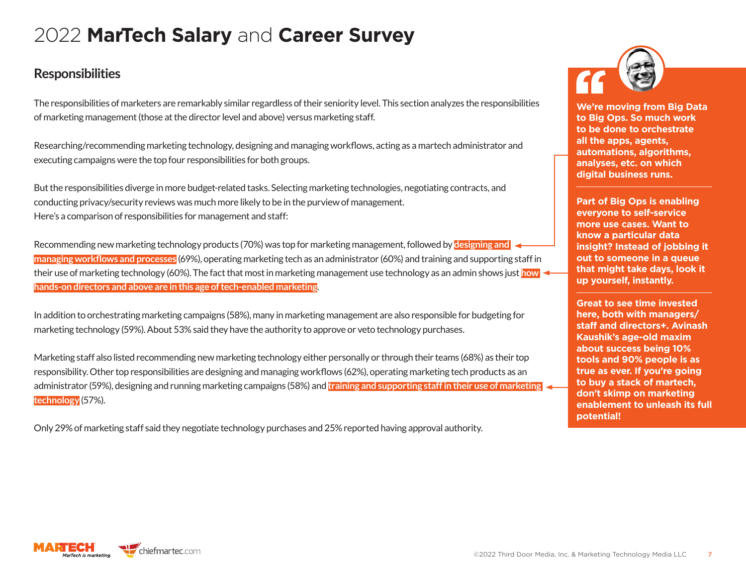# 2022 **MarTech Salary** and **Career Survey**

## Responsibilities

The responsibilities of marketers are remarkably similar regardless of their seniority level. This section analyzes the responsibilities of marketing management (those at the director level and above) versus marketing staff.

Researching/recommending marketing technology, designing and managing workflows, acting as a martech administrator and executing campaigns were the top four responsibilities for both groups.

But the responsibilities diverge in more budget-related tasks. Selecting marketing technologies, negotiating contracts, and conducting privacy/security reviews was much more likely to be in the purview of management.
Here's a comparison of responsibilities for management and staff:

Recommending new marketing technology products (70%) was top for marketing management, followed by **designing and managing workflows and processes** (69%), operating marketing tech as an administrator (60%) and training and supporting staff in their use of marketing technology (60%). The fact that most in marketing management use technology as an admin shows just **how hands-on directors and above are in this age of tech-enabled marketing**.

In addition to orchestrating marketing campaigns (58%), many in marketing management are also responsible for budgeting for marketing technology (59%). About 53% said they have the authority to approve or veto technology purchases.

Marketing staff also listed recommending new marketing technology either personally or through their teams (68%) as their top responsibility. Other top responsibilities are designing and managing workflows (62%), operating marketing tech products as an administrator (59%), designing and running marketing campaigns (58%) and **training and supporting staff in their use of marketing technology** (57%).

Only 29% of marketing staff said they negotiate technology purchases and 25% reported having approval authority.

> **We're moving from Big Data to Big Ops. So much work to be done to orchestrate all the apps, agents, automations, algorithms, analyses, etc. on which digital business runs.**
>
> **Part of Big Ops is enabling everyone to self-service more use cases. Want to know a particular data insight? Instead of jobbing it out to someone in a queue that might take days, look it up yourself, instantly.**
>
> **Great to see time invested here, both with managers/staff and directors+. Avinash Kaushik's age-old maxim about success being 10% tools and 90% people is as true as ever. If you're going to buy a stack of martech, don't skimp on marketing enablement to unleash its full potential!**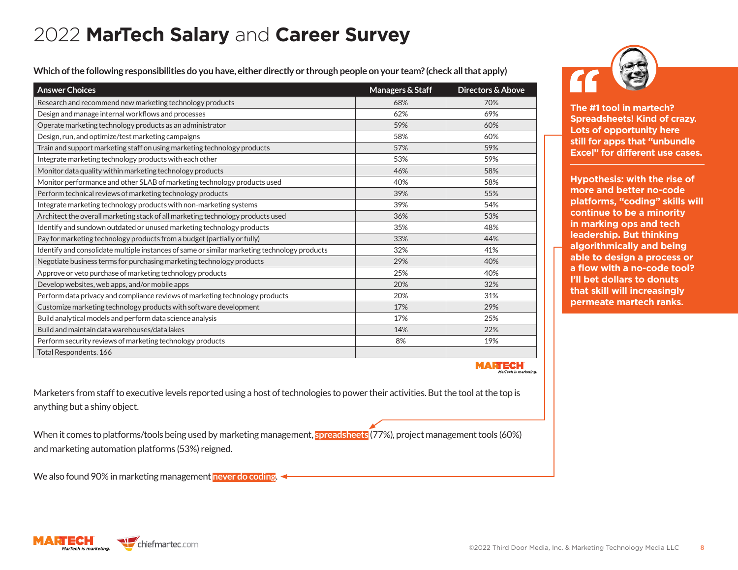# 2022 **MarTech Salary** and **Career Survey**

**Which of the following responsibilities do you have, either directly or through people on your team? (check all that apply)**

| Answer Choices | Managers & Staff | Directors & Above |
|---|---|---|
| Research and recommend new marketing technology products | 68% | 70% |
| Design and manage internal workflows and processes | 62% | 69% |
| Operate marketing technology products as an administrator | 59% | 60% |
| Design, run, and optimize/test marketing campaigns | 58% | 60% |
| Train and support marketing staff on using marketing technology products | 57% | 59% |
| Integrate marketing technology products with each other | 53% | 59% |
| Monitor data quality within marketing technology products | 46% | 58% |
| Monitor performance and other SLAB of marketing technology products used | 40% | 58% |
| Perform technical reviews of marketing technology products | 39% | 55% |
| Integrate marketing technology products with non-marketing systems | 39% | 54% |
| Architect the overall marketing stack of all marketing technology products used | 36% | 53% |
| Identify and sundown outdated or unused marketing technology products | 35% | 48% |
| Pay for marketing technology products from a budget (partially or fully) | 33% | 44% |
| Identify and consolidate multiple instances of same or similar marketing technology products | 32% | 41% |
| Negotiate business terms for purchasing marketing technology products | 29% | 40% |
| Approve or veto purchase of marketing technology products | 25% | 40% |
| Develop websites, web apps, and/or mobile apps | 20% | 32% |
| Perform data privacy and compliance reviews of marketing technology products | 20% | 31% |
| Customize marketing technology products with software development | 17% | 29% |
| Build analytical models and perform data science analysis | 17% | 25% |
| Build and maintain data warehouses/data lakes | 14% | 22% |
| Perform security reviews of marketing technology products | 8% | 19% |
| Total Respondents. 166 | | |

Marketers from staff to executive levels reported using a host of technologies to power their activities. But the tool at the top is anything but a shiny object.

When it comes to platforms/tools being used by marketing management, **spreadsheets** (77%), project management tools (60%) and marketing automation platforms (53%) reigned.

We also found 90% in marketing management **never do coding**.

> **The #1 tool in martech? Spreadsheets! Kind of crazy. Lots of opportunity here still for apps that "unbundle Excel" for different use cases.**
>
> **Hypothesis: with the rise of more and better no-code platforms, "coding" skills will continue to be a minority in marking ops and tech leadership. But thinking algorithmically and being able to design a process or a flow with a no-code tool? I'll bet dollars to donuts that skill will increasingly permeate martech ranks.**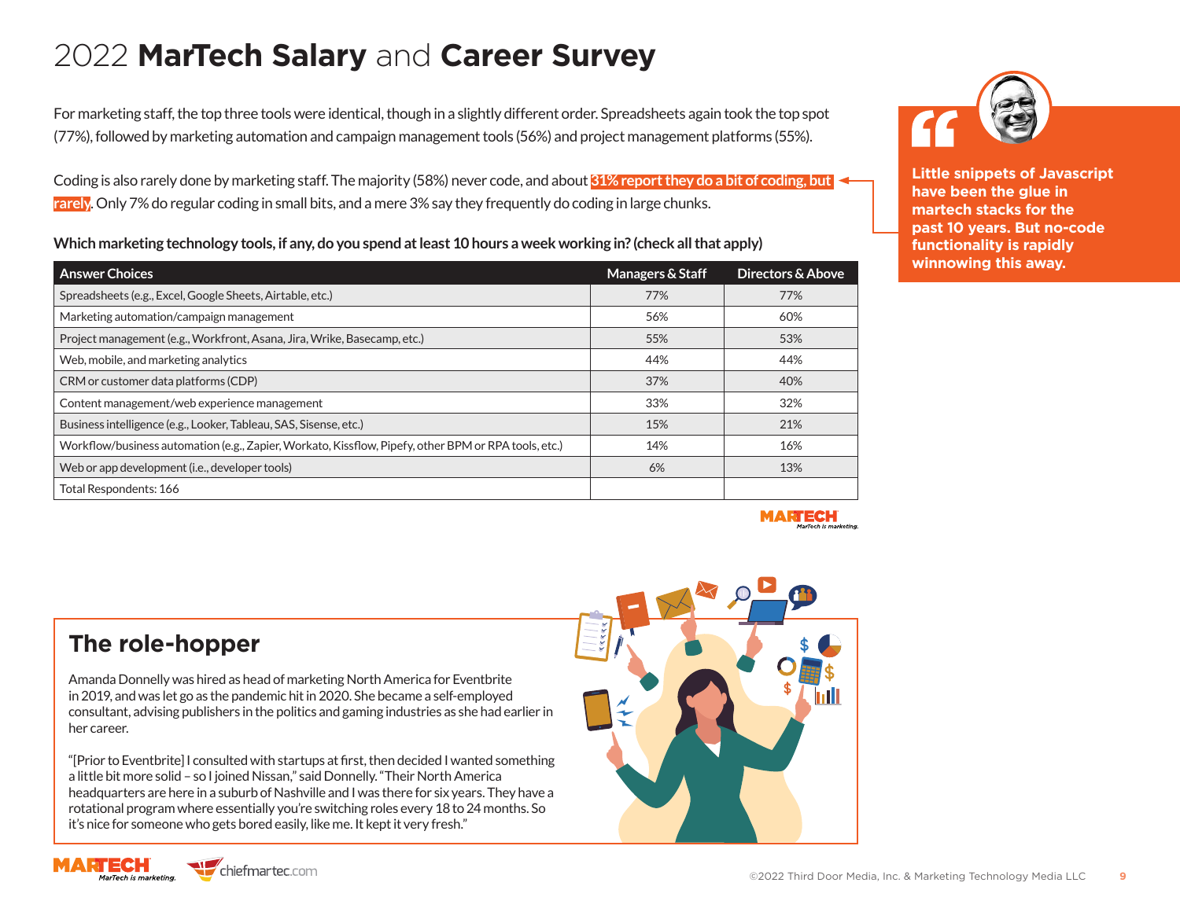# 2022 **MarTech Salary** and **Career Survey**

For marketing staff, the top three tools were identical, though in a slightly different order. Spreadsheets again took the top spot (77%), followed by marketing automation and campaign management tools (56%) and project management platforms (55%).

Coding is also rarely done by marketing staff. The majority (58%) never code, and about **31% report they do a bit of coding, but rarely**. Only 7% do regular coding in small bits, and a mere 3% say they frequently do coding in large chunks.

> **Little snippets of Javascript have been the glue in martech stacks for the past 10 years. But no-code functionality is rapidly winnowing this away.**

**Which marketing technology tools, if any, do you spend at least 10 hours a week working in? (check all that apply)**

| Answer Choices | Managers & Staff | Directors & Above |
|---|---|---|
| Spreadsheets (e.g., Excel, Google Sheets, Airtable, etc.) | 77% | 77% |
| Marketing automation/campaign management | 56% | 60% |
| Project management (e.g., Workfront, Asana, Jira, Wrike, Basecamp, etc.) | 55% | 53% |
| Web, mobile, and marketing analytics | 44% | 44% |
| CRM or customer data platforms (CDP) | 37% | 40% |
| Content management/web experience management | 33% | 32% |
| Business intelligence (e.g., Looker, Tableau, SAS, Sisense, etc.) | 15% | 21% |
| Workflow/business automation (e.g., Zapier, Workato, Kissflow, Pipefy, other BPM or RPA tools, etc.) | 14% | 16% |
| Web or app development (i.e., developer tools) | 6% | 13% |
| Total Respondents: 166 | | |

## The role-hopper

Amanda Donnelly was hired as head of marketing North America for Eventbrite in 2019, and was let go as the pandemic hit in 2020. She became a self-employed consultant, advising publishers in the politics and gaming industries as she had earlier in her career.

"[Prior to Eventbrite] I consulted with startups at first, then decided I wanted something a little bit more solid – so I joined Nissan," said Donnelly. "Their North America headquarters are here in a suburb of Nashville and I was there for six years. They have a rotational program where essentially you're switching roles every 18 to 24 months. So it's nice for someone who gets bored easily, like me. It kept it very fresh."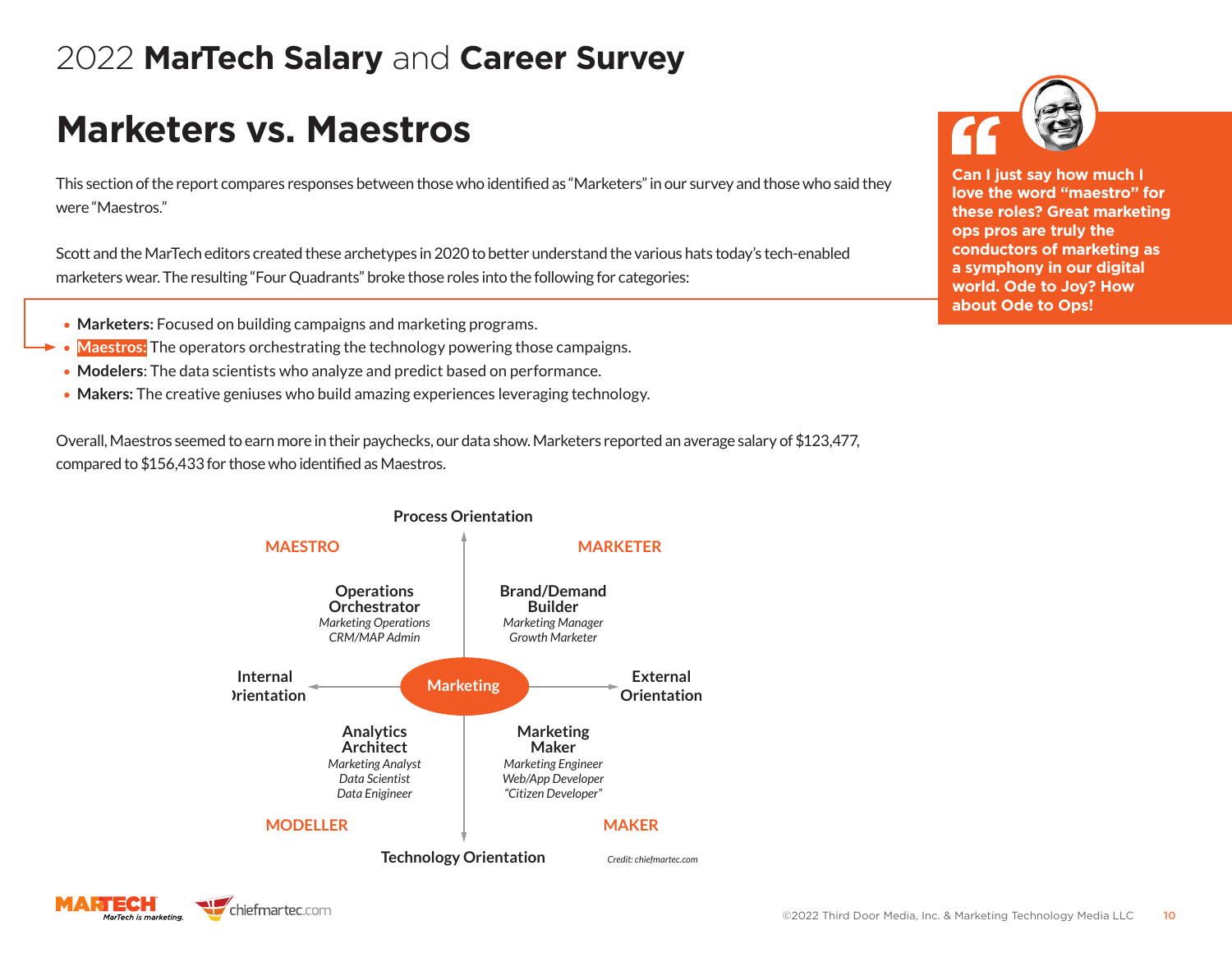# 2022 **MarTech Salary** and **Career Survey**

## Marketers vs. Maestros

This section of the report compares responses between those who identified as "Marketers" in our survey and those who said they were "Maestros."

Scott and the MarTech editors created these archetypes in 2020 to better understand the various hats today's tech-enabled marketers wear. The resulting "Four Quadrants" broke those roles into the following for categories:

- **Marketers:** Focused on building campaigns and marketing programs.
- **Maestros:** The operators orchestrating the technology powering those campaigns.
- **Modelers**: The data scientists who analyze and predict based on performance.
- **Makers:** The creative geniuses who build amazing experiences leveraging technology.

Overall, Maestros seemed to earn more in their paychecks, our data show. Marketers reported an average salary of $123,477, compared to $156,433 for those who identified as Maestros.

> **Can I just say how much I love the word "maestro" for these roles? Great marketing ops pros are truly the conductors of marketing as a symphony in our digital world. Ode to Joy? How about Ode to Ops!**

Process Orientation

MAESTRO

**Operations Orchestrator**
*Marketing Operations*
*CRM/MAP Admin*

MARKETER

**Brand/Demand Builder**
*Marketing Manager*
*Growth Marketer*

Internal Orientation ← Marketing → External Orientation

**Analytics Architect**
*Marketing Analyst*
*Data Scientist*
*Data Enigineer*

MODELLER

**Marketing Maker**
*Marketing Engineer*
*Web/App Developer*
*"Citizen Developer"*

MAKER

Technology Orientation

*Credit: chiefmartec.com*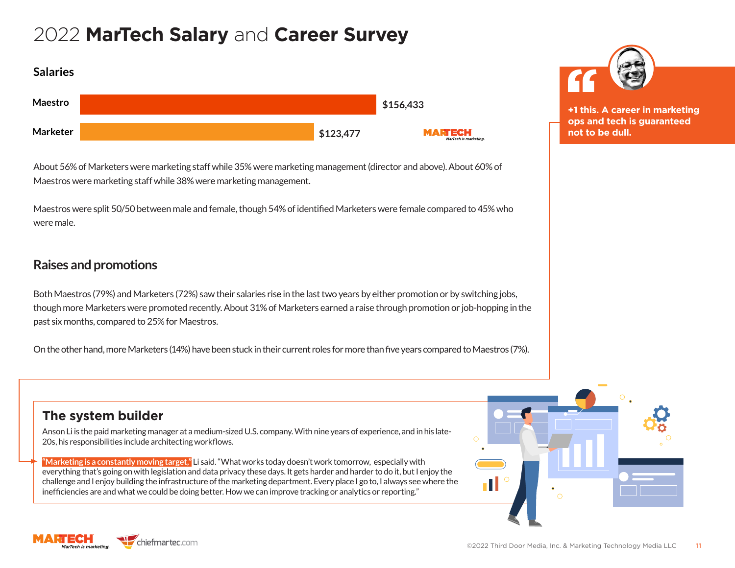# 2022 **MarTech Salary** and **Career Survey**

## Salaries

| | |
|---|---|
| Maestro | $156,433 |
| Marketer | $123,477 |

About 56% of Marketers were marketing staff while 35% were marketing management (director and above). About 60% of Maestros were marketing staff while 38% were marketing management.

Maestros were split 50/50 between male and female, though 54% of identified Marketers were female compared to 45% who were male.

## Raises and promotions

Both Maestros (79%) and Marketers (72%) saw their salaries rise in the last two years by either promotion or by switching jobs, though more Marketers were promoted recently. About 31% of Marketers earned a raise through promotion or job-hopping in the past six months, compared to 25% for Maestros.

On the other hand, more Marketers (14%) have been stuck in their current roles for more than five years compared to Maestros (7%).

**+1 this. A career in marketing ops and tech is guaranteed not to be dull.**

### The system builder

Anson Li is the paid marketing manager at a medium-sized U.S. company. With nine years of experience, and in his late-20s, his responsibilities include architecting workflows.

**"Marketing is a constantly moving target,"** Li said. "What works today doesn't work tomorrow, especially with everything that's going on with legislation and data privacy these days. It gets harder and harder to do it, but I enjoy the challenge and I enjoy building the infrastructure of the marketing department. Every place I go to, I always see where the inefficiencies are and what we could be doing better. How we can improve tracking or analytics or reporting."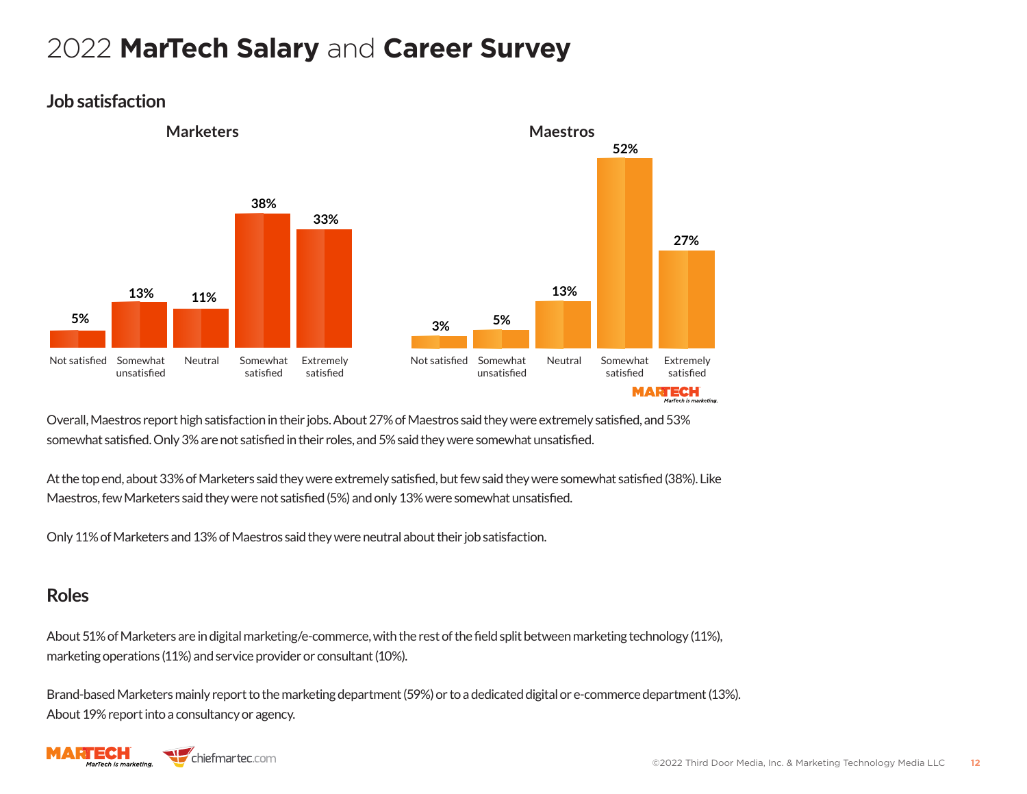# 2022 **MarTech Salary** and **Career Survey**

## Job satisfaction

| | Marketers | Maestros |
|---|---|---|
| Not satisfied | 5% | 3% |
| Somewhat unsatisfied | 13% | 5% |
| Neutral | 11% | 13% |
| Somewhat satisfied | 38% | 52% |
| Extremely satisfied | 33% | 27% |

Overall, Maestros report high satisfaction in their jobs. About 27% of Maestros said they were extremely satisfied, and 53% somewhat satisfied. Only 3% are not satisfied in their roles, and 5% said they were somewhat unsatisfied.

At the top end, about 33% of Marketers said they were extremely satisfied, but few said they were somewhat satisfied (38%). Like Maestros, few Marketers said they were not satisfied (5%) and only 13% were somewhat unsatisfied.

Only 11% of Marketers and 13% of Maestros said they were neutral about their job satisfaction.

## Roles

About 51% of Marketers are in digital marketing/e-commerce, with the rest of the field split between marketing technology (11%), marketing operations (11%) and service provider or consultant (10%).

Brand-based Marketers mainly report to the marketing department (59%) or to a dedicated digital or e-commerce department (13%). About 19% report into a consultancy or agency.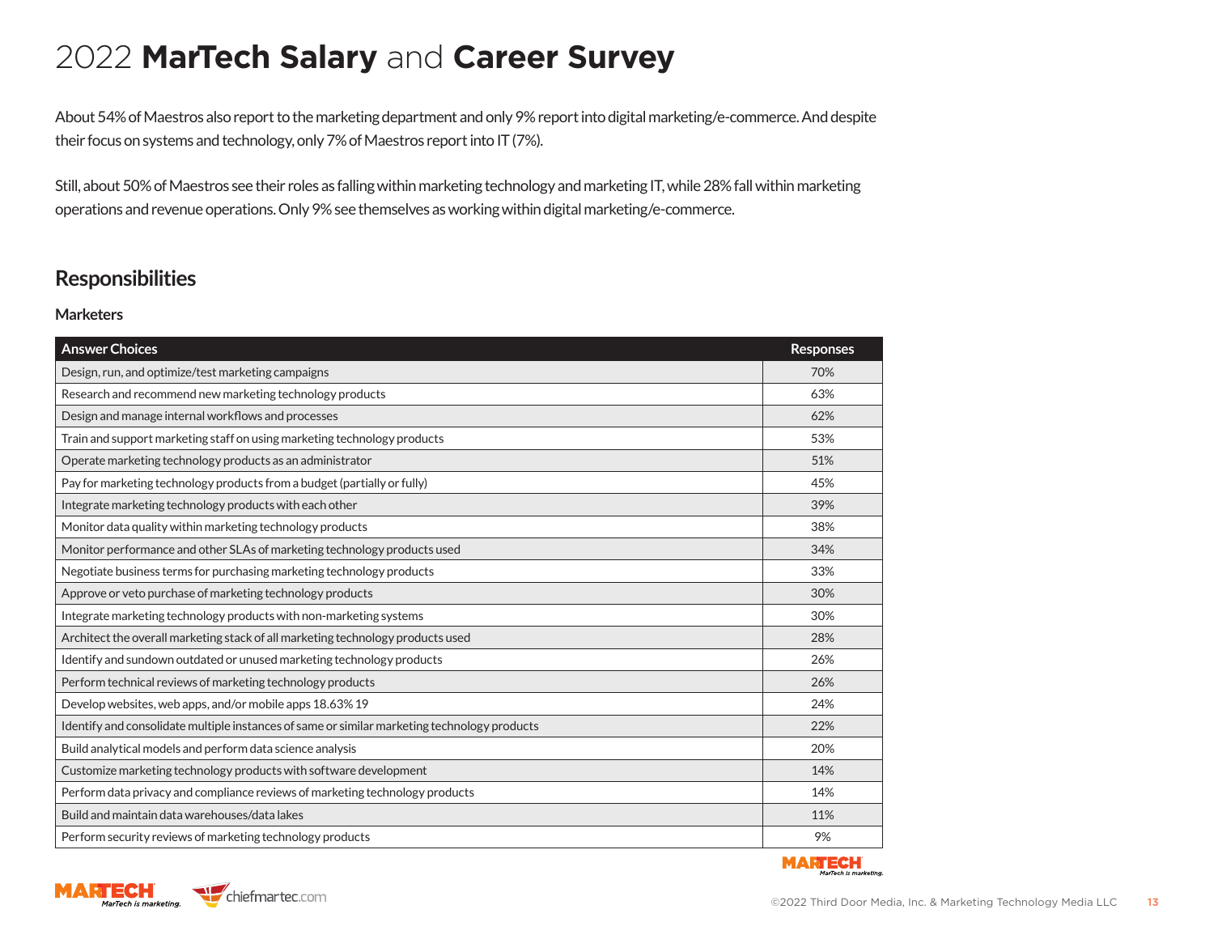# 2022 **MarTech Salary** and **Career Survey**

About 54% of Maestros also report to the marketing department and only 9% report into digital marketing/e-commerce. And despite their focus on systems and technology, only 7% of Maestros report into IT (7%).

Still, about 50% of Maestros see their roles as falling within marketing technology and marketing IT, while 28% fall within marketing operations and revenue operations. Only 9% see themselves as working within digital marketing/e-commerce.

## Responsibilities

### Marketers

| Answer Choices | Responses |
|---|---|
| Design, run, and optimize/test marketing campaigns | 70% |
| Research and recommend new marketing technology products | 63% |
| Design and manage internal workflows and processes | 62% |
| Train and support marketing staff on using marketing technology products | 53% |
| Operate marketing technology products as an administrator | 51% |
| Pay for marketing technology products from a budget (partially or fully) | 45% |
| Integrate marketing technology products with each other | 39% |
| Monitor data quality within marketing technology products | 38% |
| Monitor performance and other SLAs of marketing technology products used | 34% |
| Negotiate business terms for purchasing marketing technology products | 33% |
| Approve or veto purchase of marketing technology products | 30% |
| Integrate marketing technology products with non-marketing systems | 30% |
| Architect the overall marketing stack of all marketing technology products used | 28% |
| Identify and sundown outdated or unused marketing technology products | 26% |
| Perform technical reviews of marketing technology products | 26% |
| Develop websites, web apps, and/or mobile apps 18.63% 19 | 24% |
| Identify and consolidate multiple instances of same or similar marketing technology products | 22% |
| Build analytical models and perform data science analysis | 20% |
| Customize marketing technology products with software development | 14% |
| Perform data privacy and compliance reviews of marketing technology products | 14% |
| Build and maintain data warehouses/data lakes | 11% |
| Perform security reviews of marketing technology products | 9% |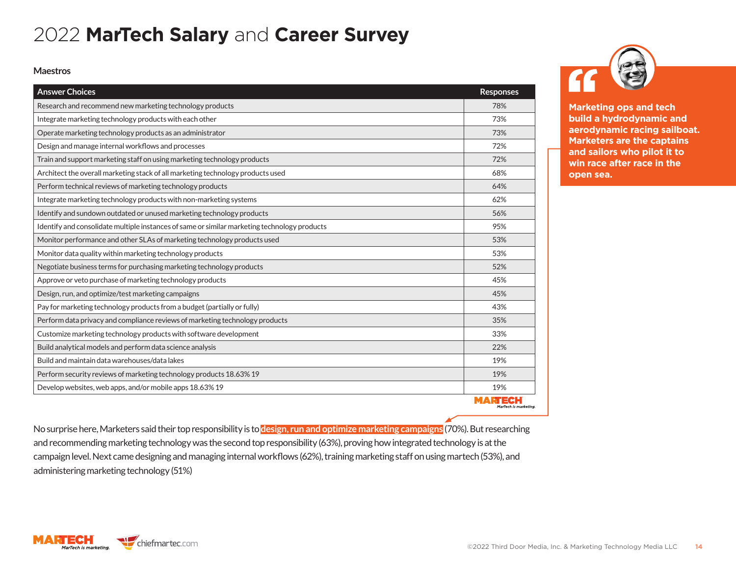# 2022 **MarTech Salary** and **Career Survey**

**Maestros**

| Answer Choices | Responses |
|---|---|
| Research and recommend new marketing technology products | 78% |
| Integrate marketing technology products with each other | 73% |
| Operate marketing technology products as an administrator | 73% |
| Design and manage internal workflows and processes | 72% |
| Train and support marketing staff on using marketing technology products | 72% |
| Architect the overall marketing stack of all marketing technology products used | 68% |
| Perform technical reviews of marketing technology products | 64% |
| Integrate marketing technology products with non-marketing systems | 62% |
| Identify and sundown outdated or unused marketing technology products | 56% |
| Identify and consolidate multiple instances of same or similar marketing technology products | 95% |
| Monitor performance and other SLAs of marketing technology products used | 53% |
| Monitor data quality within marketing technology products | 53% |
| Negotiate business terms for purchasing marketing technology products | 52% |
| Approve or veto purchase of marketing technology products | 45% |
| Design, run, and optimize/test marketing campaigns | 45% |
| Pay for marketing technology products from a budget (partially or fully) | 43% |
| Perform data privacy and compliance reviews of marketing technology products | 35% |
| Customize marketing technology products with software development | 33% |
| Build analytical models and perform data science analysis | 22% |
| Build and maintain data warehouses/data lakes | 19% |
| Perform security reviews of marketing technology products 18.63% 19 | 19% |
| Develop websites, web apps, and/or mobile apps 18.63% 19 | 19% |

> **Marketing ops and tech build a hydrodynamic and aerodynamic racing sailboat. Marketers are the captains and sailors who pilot it to win race after race in the open sea.**

No surprise here, Marketers said their top responsibility is to **design, run and optimize marketing campaigns** (70%). But researching and recommending marketing technology was the second top responsibility (63%), proving how integrated technology is at the campaign level. Next came designing and managing internal workflows (62%), training marketing staff on using martech (53%), and administering marketing technology (51%)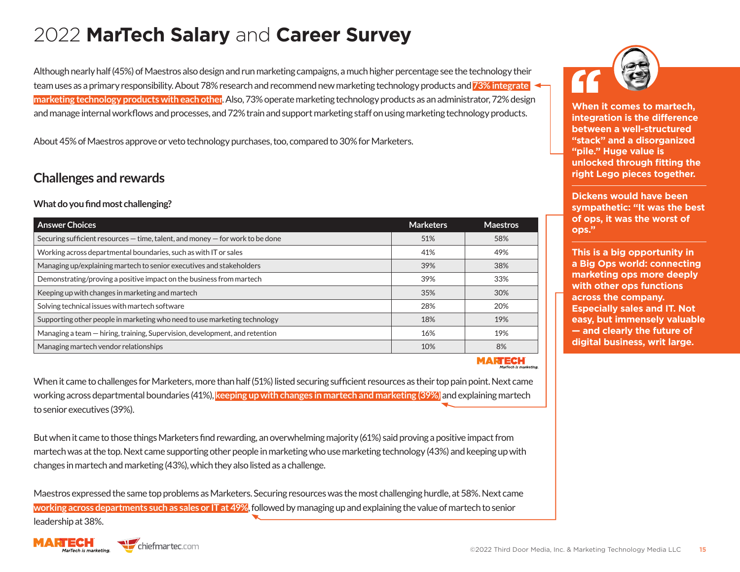# 2022 **MarTech Salary** and **Career Survey**

Although nearly half (45%) of Maestros also design and run marketing campaigns, a much higher percentage see the technology their team uses as a primary responsibility. About 78% research and recommend new marketing technology products and **73% integrate marketing technology products with each other**. Also, 73% operate marketing technology products as an administrator, 72% design and manage internal workflows and processes, and 72% train and support marketing staff on using marketing technology products.

About 45% of Maestros approve or veto technology purchases, too, compared to 30% for Marketers.

## Challenges and rewards

**What do you find most challenging?**

| Answer Choices | Marketers | Maestros |
|---|---|---|
| Securing sufficient resources — time, talent, and money — for work to be done | 51% | 58% |
| Working across departmental boundaries, such as with IT or sales | 41% | 49% |
| Managing up/explaining martech to senior executives and stakeholders | 39% | 38% |
| Demonstrating/proving a positive impact on the business from martech | 39% | 33% |
| Keeping up with changes in marketing and martech | 35% | 30% |
| Solving technical issues with martech software | 28% | 20% |
| Supporting other people in marketing who need to use marketing technology | 18% | 19% |
| Managing a team — hiring, training, Supervision, development, and retention | 16% | 19% |
| Managing martech vendor relationships | 10% | 8% |

When it came to challenges for Marketers, more than half (51%) listed securing sufficient resources as their top pain point. Next came working across departmental boundaries (41%), **keeping up with changes in martech and marketing (39%)** and explaining martech to senior executives (39%).

But when it came to those things Marketers find rewarding, an overwhelming majority (61%) said proving a positive impact from martech was at the top. Next came supporting other people in marketing who use marketing technology (43%) and keeping up with changes in martech and marketing (43%), which they also listed as a challenge.

Maestros expressed the same top problems as Marketers. Securing resources was the most challenging hurdle, at 58%. Next came **working across departments such as sales or IT at 49%**, followed by managing up and explaining the value of martech to senior leadership at 38%.

> **When it comes to martech, integration is the difference between a well-structured "stack" and a disorganized "pile." Huge value is unlocked through fitting the right Lego pieces together.**
>
> **Dickens would have been sympathetic: "It was the best of ops, it was the worst of ops."**
>
> **This is a big opportunity in a Big Ops world: connecting marketing ops more deeply with other ops functions across the company. Especially sales and IT. Not easy, but immensely valuable — and clearly the future of digital business, writ large.**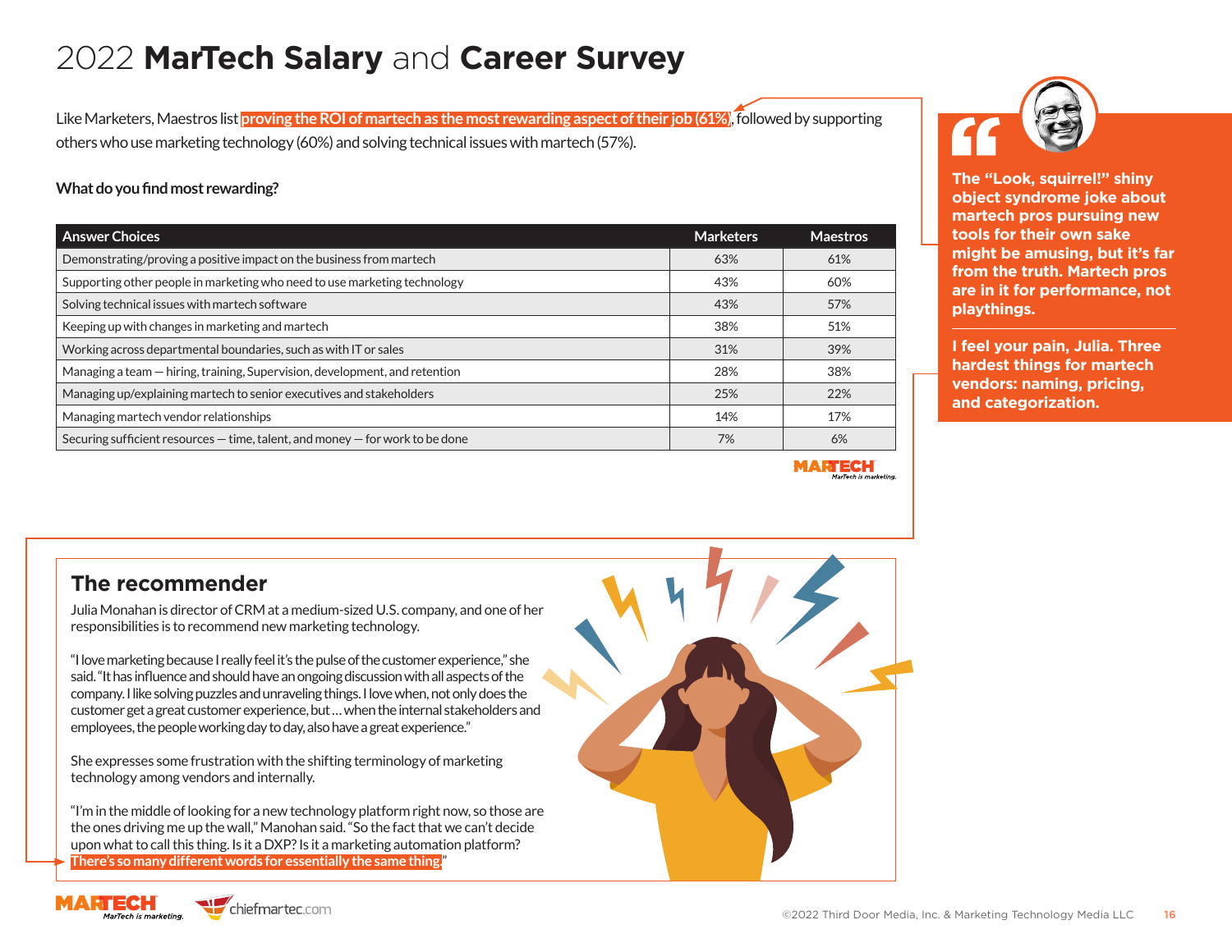# 2022 **MarTech Salary** and **Career Survey**

Like Marketers, Maestros list **proving the ROI of martech as the most rewarding aspect of their job (61%)**, followed by supporting others who use marketing technology (60%) and solving technical issues with martech (57%).

**What do you find most rewarding?**

| Answer Choices | Marketers | Maestros |
|---|---|---|
| Demonstrating/proving a positive impact on the business from martech | 63% | 61% |
| Supporting other people in marketing who need to use marketing technology | 43% | 60% |
| Solving technical issues with martech software | 43% | 57% |
| Keeping up with changes in marketing and martech | 38% | 51% |
| Working across departmental boundaries, such as with IT or sales | 31% | 39% |
| Managing a team — hiring, training, Supervision, development, and retention | 28% | 38% |
| Managing up/explaining martech to senior executives and stakeholders | 25% | 22% |
| Managing martech vendor relationships | 14% | 17% |
| Securing sufficient resources — time, talent, and money — for work to be done | 7% | 6% |

**The "Look, squirrel!" shiny object syndrome joke about martech pros pursuing new tools for their own sake might be amusing, but it's far from the truth. Martech pros are in it for performance, not playthings.**

**I feel your pain, Julia. Three hardest things for martech vendors: naming, pricing, and categorization.**

## The recommender

Julia Monahan is director of CRM at a medium-sized U.S. company, and one of her responsibilities is to recommend new marketing technology.

"I love marketing because I really feel it's the pulse of the customer experience," she said. "It has influence and should have an ongoing discussion with all aspects of the company. I like solving puzzles and unraveling things. I love when, not only does the customer get a great customer experience, but … when the internal stakeholders and employees, the people working day to day, also have a great experience."

She expresses some frustration with the shifting terminology of marketing technology among vendors and internally.

"I'm in the middle of looking for a new technology platform right now, so those are the ones driving me up the wall," Manohan said. "So the fact that we can't decide upon what to call this thing. Is it a DXP? Is it a marketing automation platform? **There's so many different words for essentially the same thing.**"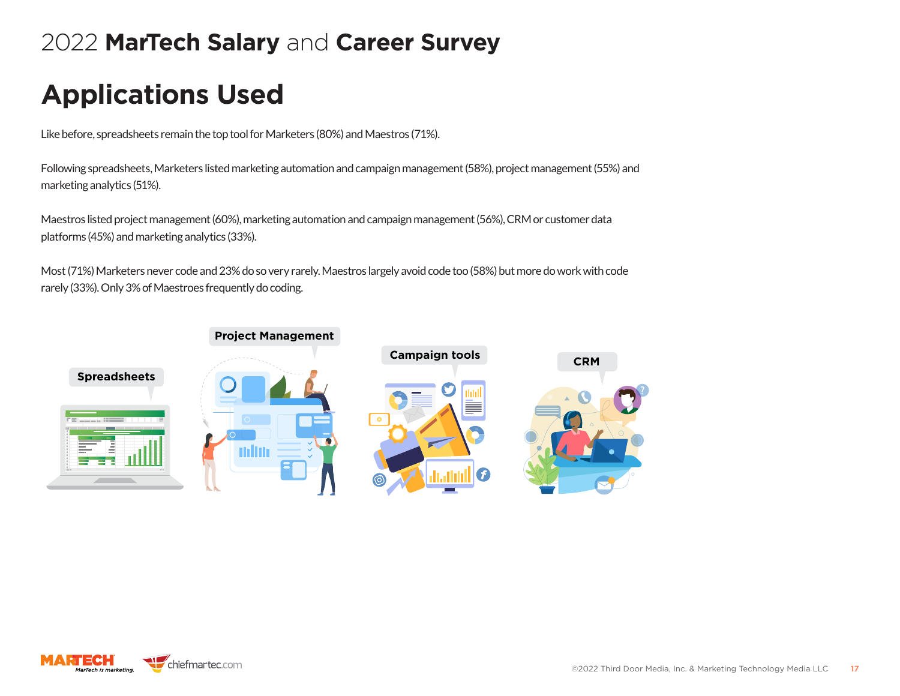2022 **MarTech Salary** and **Career Survey**

# Applications Used

Like before, spreadsheets remain the top tool for Marketers (80%) and Maestros (71%).

Following spreadsheets, Marketers listed marketing automation and campaign management (58%), project management (55%) and marketing analytics (51%).

Maestros listed project management (60%), marketing automation and campaign management (56%), CRM or customer data platforms (45%) and marketing analytics (33%).

Most (71%) Marketers never code and 23% do so very rarely. Maestros largely avoid code too (58%) but more do work with code rarely (33%). Only 3% of Maestroes frequently do coding.

**Spreadsheets**

**Project Management**

**Campaign tools**

**CRM**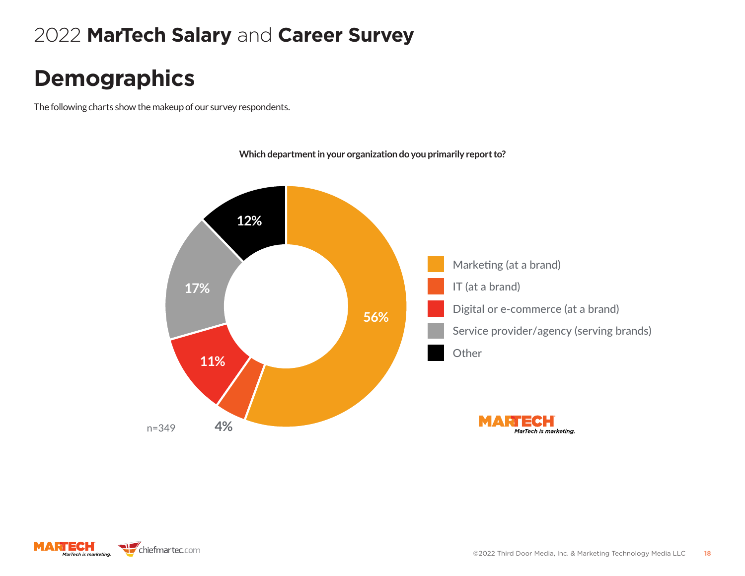2022 **MarTech Salary** and **Career Survey**

# Demographics

The following charts show the makeup of our survey respondents.

**Which department in your organization do you primarily report to?**

| Department | Percentage |
| --- | --- |
| Marketing (at a brand) | 56% |
| IT (at a brand) | 4% |
| Digital or e-commerce (at a brand) | 11% |
| Service provider/agency (serving brands) | 17% |
| Other | 12% |

n=349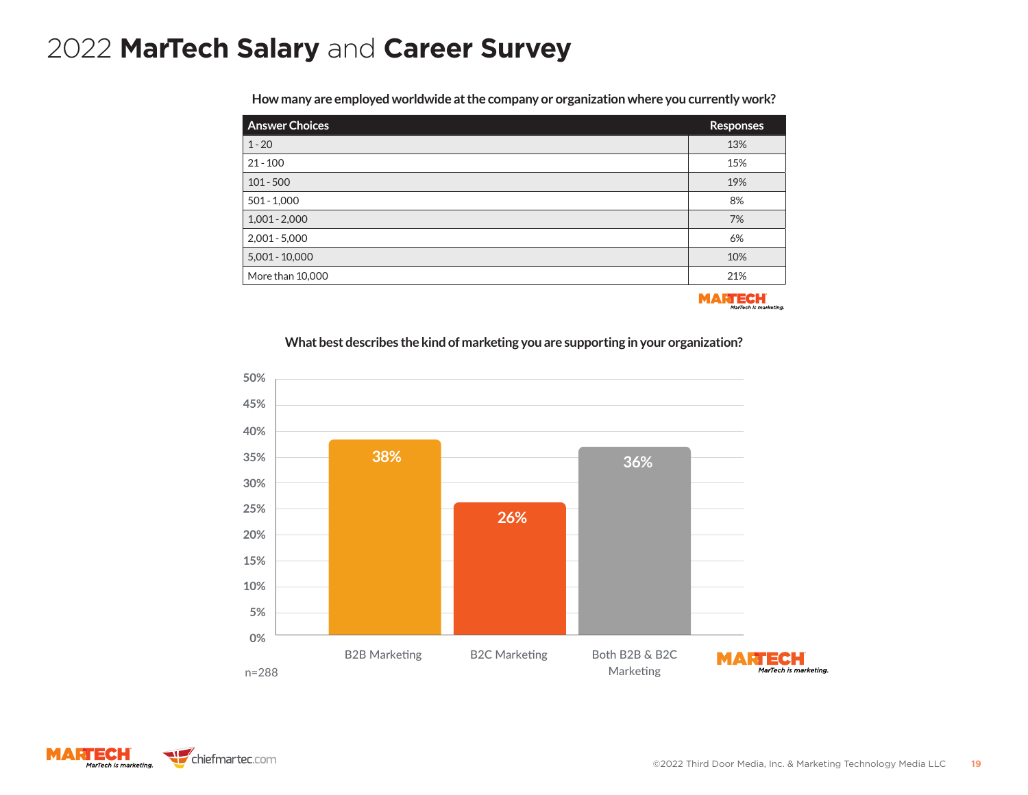# 2022 **MarTech Salary** and **Career Survey**

**How many are employed worldwide at the company or organization where you currently work?**

| Answer Choices | Responses |
|---|---|
| 1 - 20 | 13% |
| 21 - 100 | 15% |
| 101 - 500 | 19% |
| 501 - 1,000 | 8% |
| 1,001 - 2,000 | 7% |
| 2,001 - 5,000 | 6% |
| 5,001 - 10,000 | 10% |
| More than 10,000 | 21% |

**What best describes the kind of marketing you are supporting in your organization?**

| Answer Choices | Responses |
|---|---|
| B2B Marketing | 38% |
| B2C Marketing | 26% |
| Both B2B & B2C Marketing | 36% |

n=288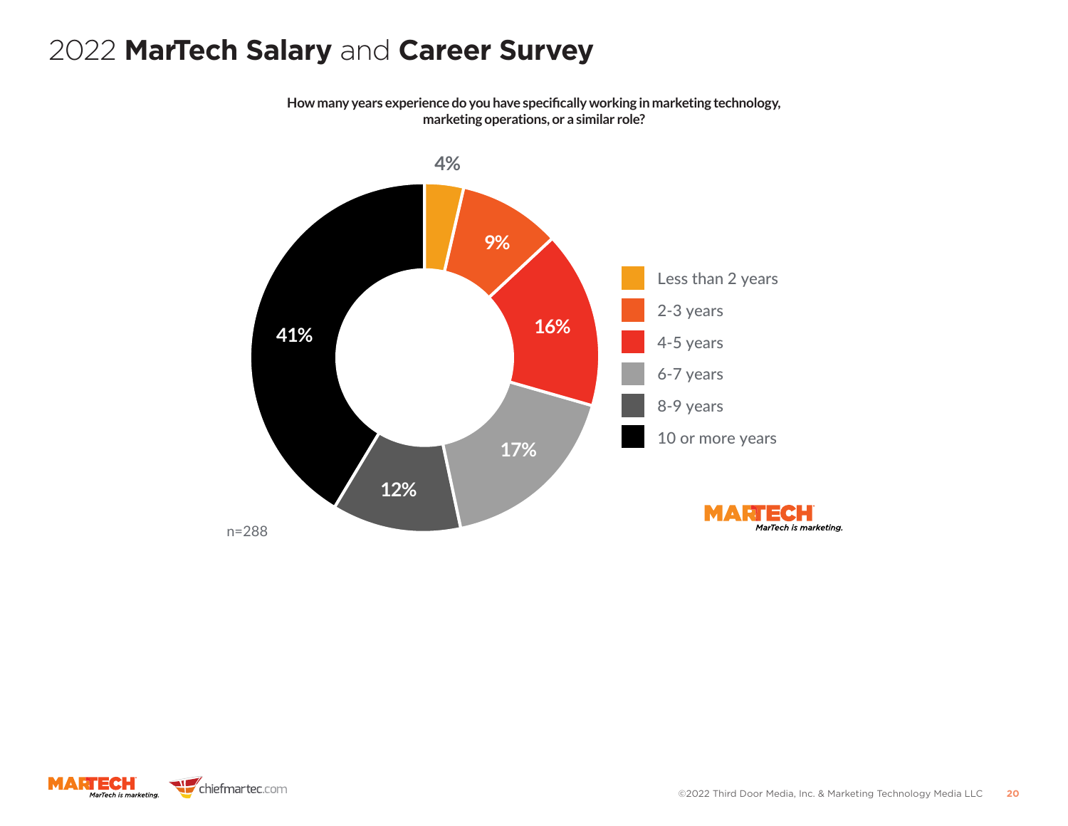# 2022 **MarTech Salary** and **Career Survey**

**How many years experience do you have specifically working in marketing technology, marketing operations, or a similar role?**

| Years of experience | Percentage |
| --- | --- |
| Less than 2 years | 4% |
| 2-3 years | 9% |
| 4-5 years | 16% |
| 6-7 years | 17% |
| 8-9 years | 12% |
| 10 or more years | 41% |

n=288

©2022 Third Door Media, Inc. & Marketing Technology Media LLC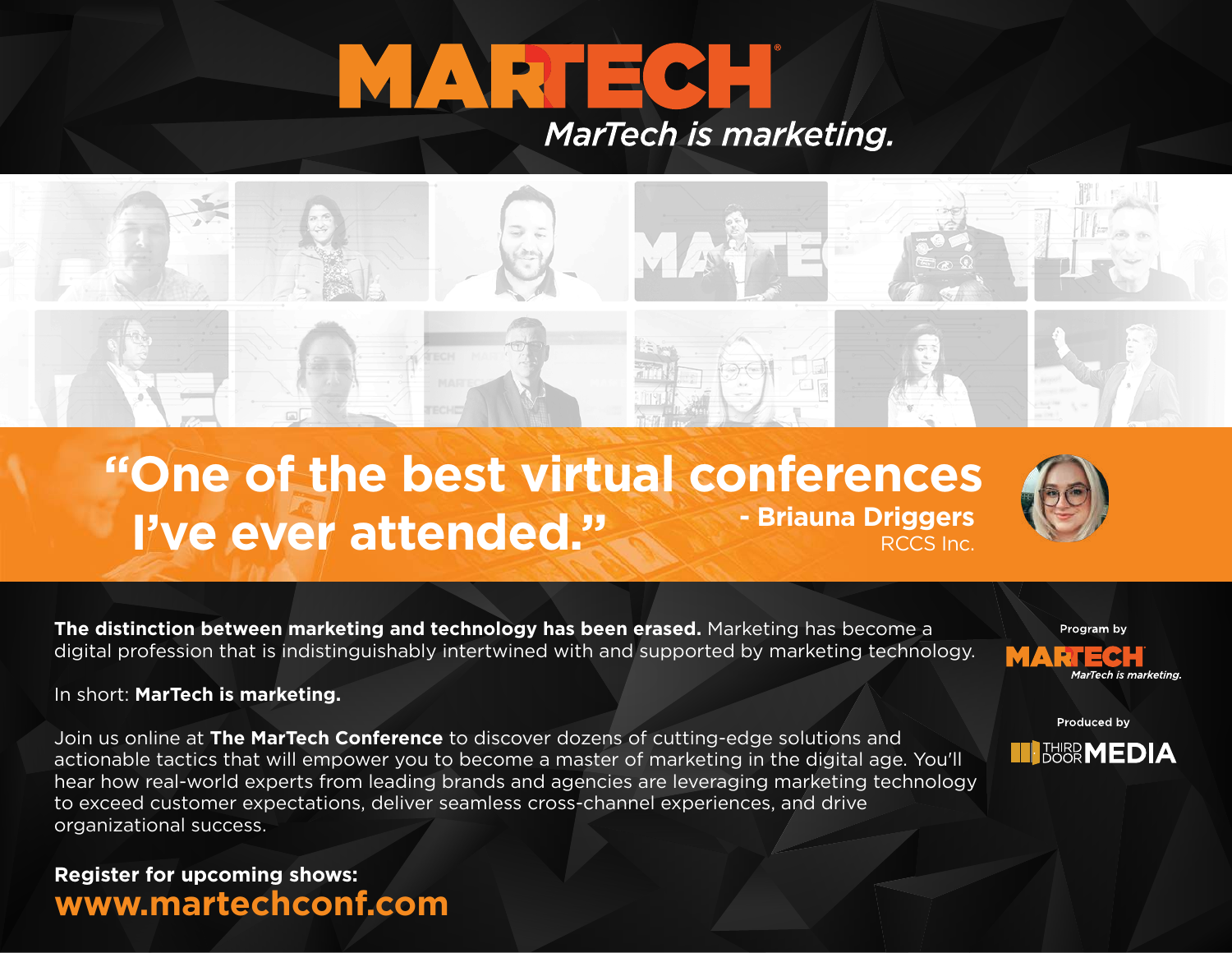# MARTECH

*MarTech is marketing.*

**"One of the best virtual conferences I've ever attended."**

**- Briauna Driggers**
RCCS Inc.

**The distinction between marketing and technology has been erased.** Marketing has become a digital profession that is indistinguishably intertwined with and supported by marketing technology.

In short: **MarTech is marketing.**

Join us online at **The MarTech Conference** to discover dozens of cutting-edge solutions and actionable tactics that will empower you to become a master of marketing in the digital age. You'll hear how real-world experts from leading brands and agencies are leveraging marketing technology to exceed customer expectations, deliver seamless cross-channel experiences, and drive organizational success.

**Register for upcoming shows:**
**www.martechconf.com**

Program by
MARTECH
*MarTech is marketing.*

Produced by
THIRD DOOR MEDIA